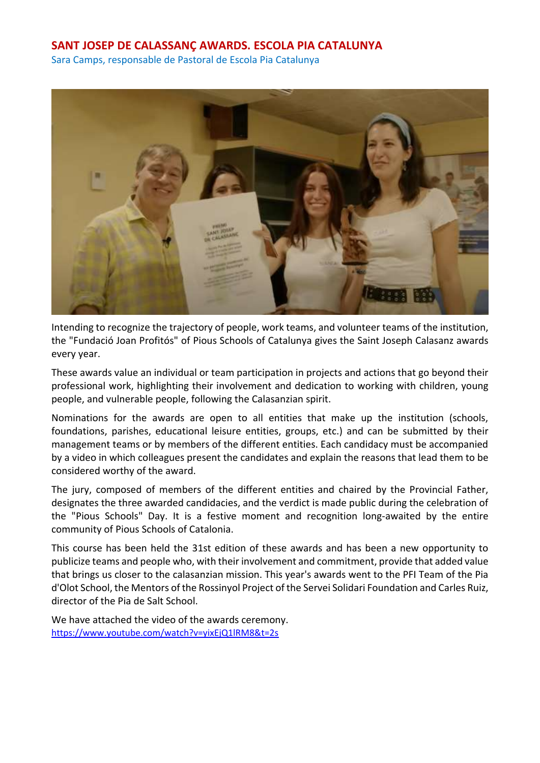# SANT JOSEP DE CALASSANÇ AWARDS. ESCOLA PIA CATALUNYA

Sara Camps, responsable de Pastoral de Escola Pia Catalunya

Intending to recognize the trajectory of people, work teams, and volunteer teams of the institution, the "Fundació Joan Profitós" of Pious Schools of Catalunya gives the Saint Joseph Calasanz awards every year.

These awards value an individual or team participation in projects and actions that go beyond their professional work, highlighting their involvement and dedication to working with children, young people, and vulnerable people, following the Calasanzian spirit.

Nominations for the awards are open to all entities that make up the institution (schools, foundations, parishes, educational leisure entities, groups, etc.) and can be submitted by their management teams or by members of the different entities. Each candidacy must be accompanied by a video in which colleagues present the candidates and explain the reasons that lead them to be considered worthy of the award.

The jury, composed of members of the different entities and chaired by the Provincial Father, designates the three awarded candidacies, and the verdict is made public during the celebration of the "Pious Schools" Day. It is a festive moment and recognition long-awaited by the entire community of Pious Schools of Catalonia.

This course has been held the 31st edition of these awards and has been a new opportunity to publicize teams and people who, with their involvement and commitment, provide that added value that brings us closer to the calasanzian mission. This year's awards went to the PFI Team of the Pia d'Olot School, the Mentors of the Rossinyol Project of the Servei Solidari Foundation and Carles Ruiz, director of the Pia de Salt School.

We have attached the video of the awards ceremony.
https://www.youtube.com/watch?v=yixEjQ1lRM8&t=2s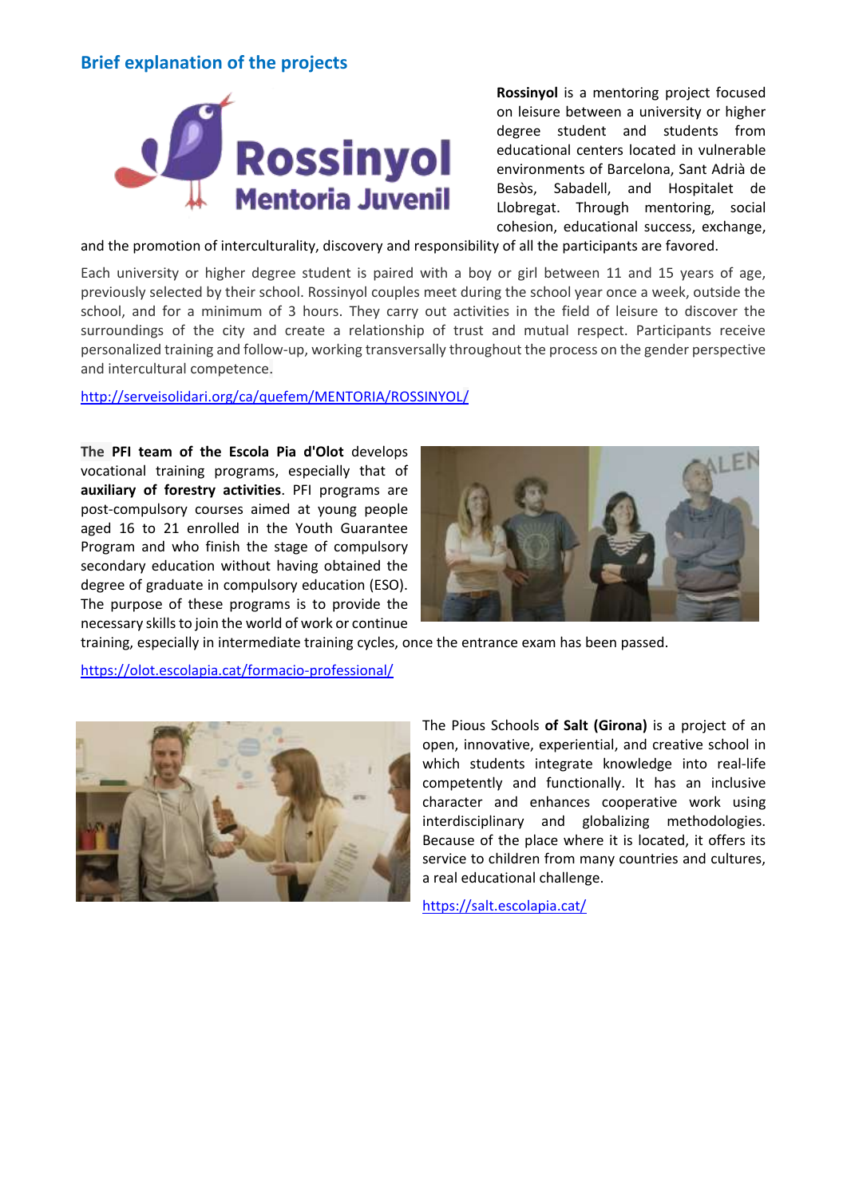## Brief explanation of the projects

**Rossinyol** is a mentoring project focused on leisure between a university or higher degree student and students from educational centers located in vulnerable environments of Barcelona, Sant Adrià de Besòs, Sabadell, and Hospitalet de Llobregat. Through mentoring, social cohesion, educational success, exchange, and the promotion of interculturality, discovery and responsibility of all the participants are favored.

Each university or higher degree student is paired with a boy or girl between 11 and 15 years of age, previously selected by their school. Rossinyol couples meet during the school year once a week, outside the school, and for a minimum of 3 hours. They carry out activities in the field of leisure to discover the surroundings of the city and create a relationship of trust and mutual respect. Participants receive personalized training and follow-up, working transversally throughout the process on the gender perspective and intercultural competence.

http://serveisolidari.org/ca/quefem/MENTORIA/ROSSINYOL/

The **PFI team of the Escola Pia d'Olot** develops vocational training programs, especially that of **auxiliary of forestry activities**. PFI programs are post-compulsory courses aimed at young people aged 16 to 21 enrolled in the Youth Guarantee Program and who finish the stage of compulsory secondary education without having obtained the degree of graduate in compulsory education (ESO). The purpose of these programs is to provide the necessary skills to join the world of work or continue training, especially in intermediate training cycles, once the entrance exam has been passed.

https://olot.escolapia.cat/formacio-professional/

The Pious Schools **of Salt (Girona)** is a project of an open, innovative, experiential, and creative school in which students integrate knowledge into real-life competently and functionally. It has an inclusive character and enhances cooperative work using interdisciplinary and globalizing methodologies. Because of the place where it is located, it offers its service to children from many countries and cultures, a real educational challenge.

https://salt.escolapia.cat/